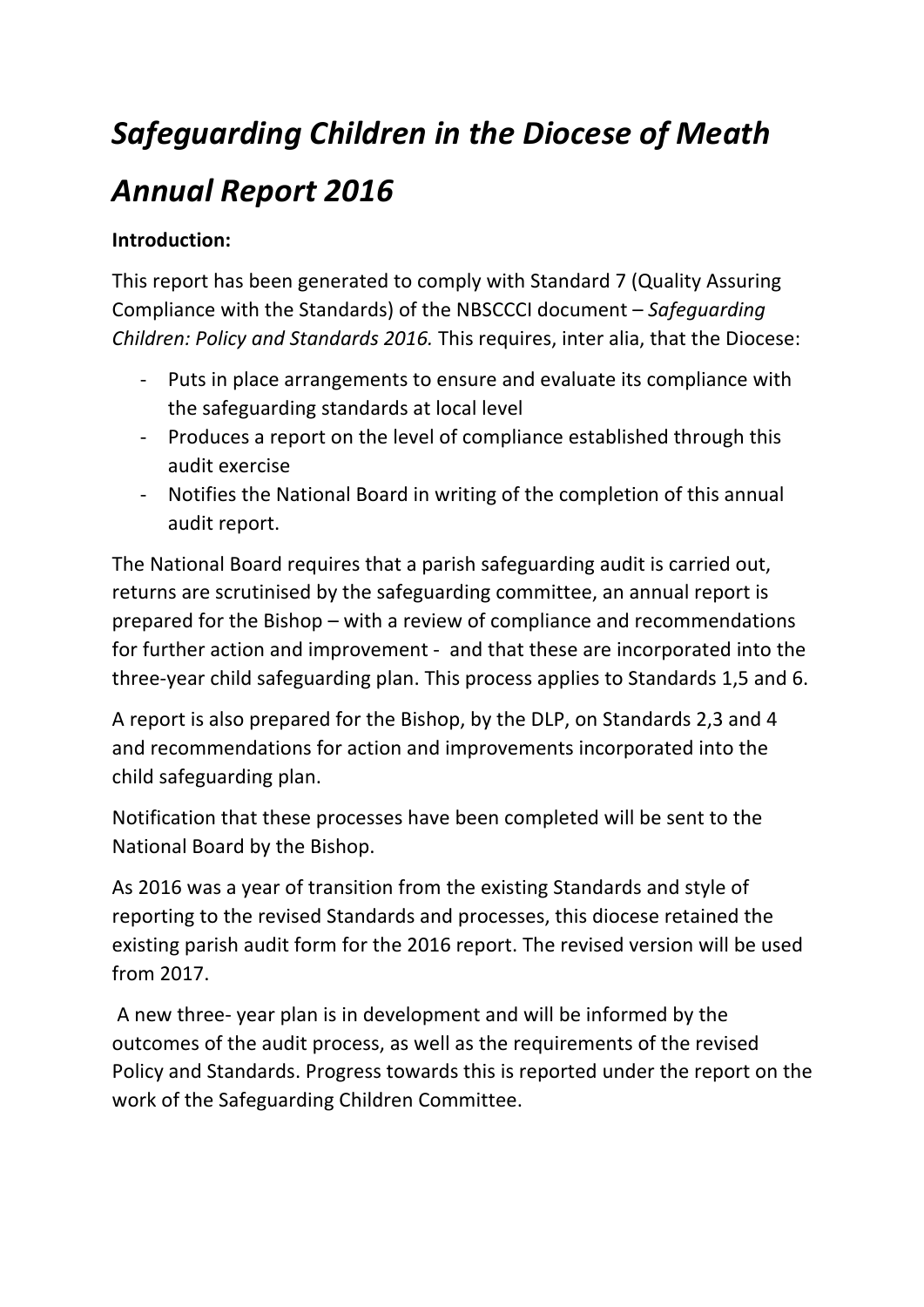# *Safeguarding Children in the Diocese of Meath Annual Report 2016*

**Introduction:**

This report has been generated to comply with Standard 7 (Quality Assuring Compliance with the Standards) of the NBSCCCI document – *Safeguarding Children: Policy and Standards 2016.* This requires, inter alia, that the Diocese:

- Puts in place arrangements to ensure and evaluate its compliance with the safeguarding standards at local level
- Produces a report on the level of compliance established through this audit exercise
- Notifies the National Board in writing of the completion of this annual audit report.

The National Board requires that a parish safeguarding audit is carried out, returns are scrutinised by the safeguarding committee, an annual report is prepared for the Bishop – with a review of compliance and recommendations for further action and improvement - and that these are incorporated into the three-year child safeguarding plan. This process applies to Standards 1,5 and 6.

A report is also prepared for the Bishop, by the DLP, on Standards 2,3 and 4 and recommendations for action and improvements incorporated into the child safeguarding plan.

Notification that these processes have been completed will be sent to the National Board by the Bishop.

As 2016 was a year of transition from the existing Standards and style of reporting to the revised Standards and processes, this diocese retained the existing parish audit form for the 2016 report. The revised version will be used from 2017.

A new three- year plan is in development and will be informed by the outcomes of the audit process, as well as the requirements of the revised Policy and Standards. Progress towards this is reported under the report on the work of the Safeguarding Children Committee.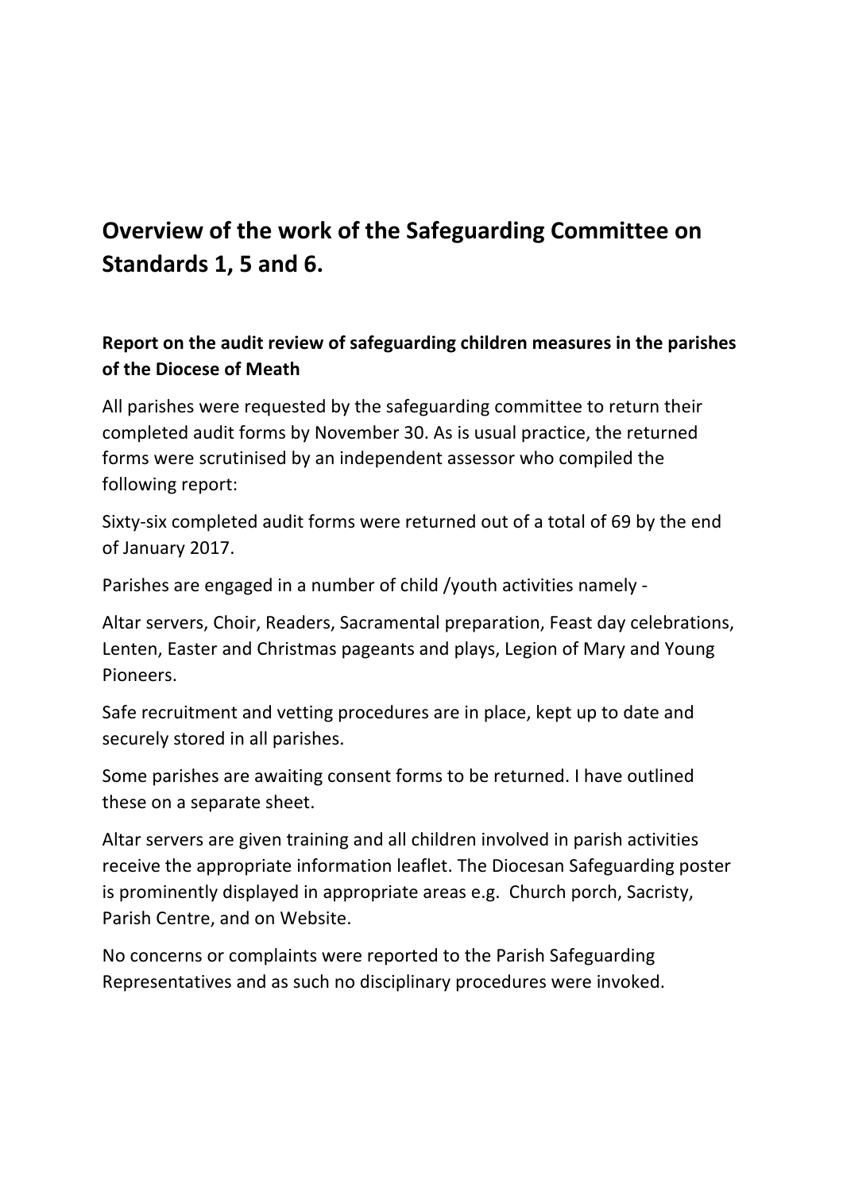## Overview of the work of the Safeguarding Committee on Standards 1, 5 and 6.

### Report on the audit review of safeguarding children measures in the parishes of the Diocese of Meath

All parishes were requested by the safeguarding committee to return their completed audit forms by November 30. As is usual practice, the returned forms were scrutinised by an independent assessor who compiled the following report:

Sixty-six completed audit forms were returned out of a total of 69 by the end of January 2017.

Parishes are engaged in a number of child /youth activities namely -

Altar servers, Choir, Readers, Sacramental preparation, Feast day celebrations, Lenten, Easter and Christmas pageants and plays, Legion of Mary and Young Pioneers.

Safe recruitment and vetting procedures are in place, kept up to date and securely stored in all parishes.

Some parishes are awaiting consent forms to be returned. I have outlined these on a separate sheet.

Altar servers are given training and all children involved in parish activities receive the appropriate information leaflet. The Diocesan Safeguarding poster is prominently displayed in appropriate areas e.g. Church porch, Sacristy, Parish Centre, and on Website.

No concerns or complaints were reported to the Parish Safeguarding Representatives and as such no disciplinary procedures were invoked.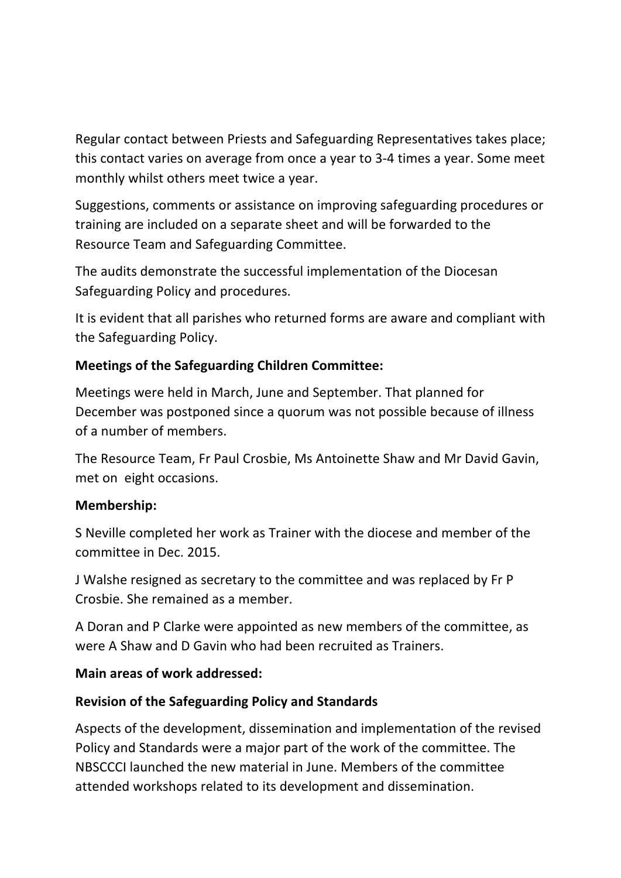Regular contact between Priests and Safeguarding Representatives takes place; this contact varies on average from once a year to 3-4 times a year. Some meet monthly whilst others meet twice a year.

Suggestions, comments or assistance on improving safeguarding procedures or training are included on a separate sheet and will be forwarded to the Resource Team and Safeguarding Committee.

The audits demonstrate the successful implementation of the Diocesan Safeguarding Policy and procedures.

It is evident that all parishes who returned forms are aware and compliant with the Safeguarding Policy.

**Meetings of the Safeguarding Children Committee:**

Meetings were held in March, June and September. That planned for December was postponed since a quorum was not possible because of illness of a number of members.

The Resource Team, Fr Paul Crosbie, Ms Antoinette Shaw and Mr David Gavin, met on eight occasions.

**Membership:**

S Neville completed her work as Trainer with the diocese and member of the committee in Dec. 2015.

J Walshe resigned as secretary to the committee and was replaced by Fr P Crosbie. She remained as a member.

A Doran and P Clarke were appointed as new members of the committee, as were A Shaw and D Gavin who had been recruited as Trainers.

**Main areas of work addressed:**

**Revision of the Safeguarding Policy and Standards**

Aspects of the development, dissemination and implementation of the revised Policy and Standards were a major part of the work of the committee. The NBSCCCI launched the new material in June. Members of the committee attended workshops related to its development and dissemination.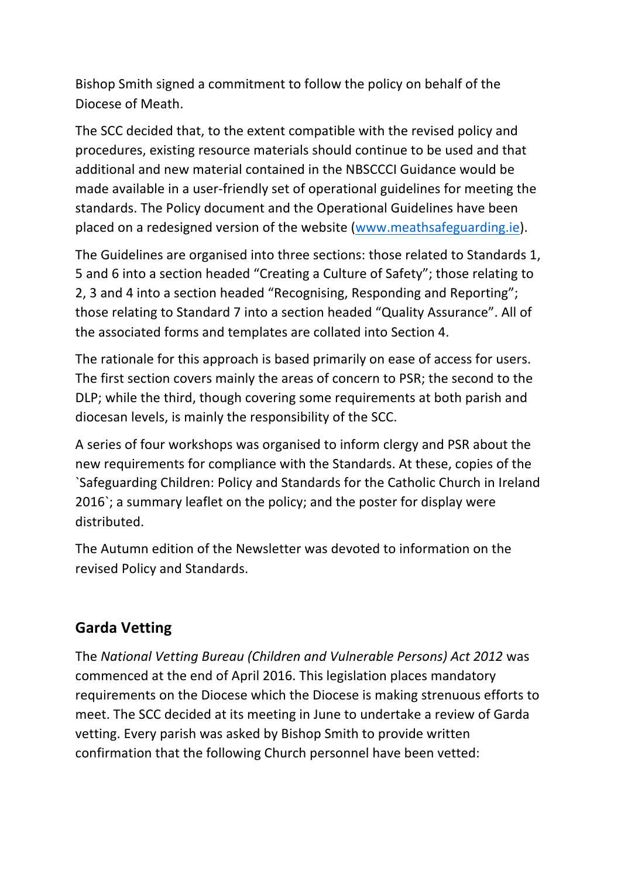Bishop Smith signed a commitment to follow the policy on behalf of the Diocese of Meath.

The SCC decided that, to the extent compatible with the revised policy and procedures, existing resource materials should continue to be used and that additional and new material contained in the NBSCCCI Guidance would be made available in a user-friendly set of operational guidelines for meeting the standards. The Policy document and the Operational Guidelines have been placed on a redesigned version of the website (www.meathsafeguarding.ie).

The Guidelines are organised into three sections: those related to Standards 1, 5 and 6 into a section headed "Creating a Culture of Safety"; those relating to 2, 3 and 4 into a section headed "Recognising, Responding and Reporting"; those relating to Standard 7 into a section headed "Quality Assurance". All of the associated forms and templates are collated into Section 4.

The rationale for this approach is based primarily on ease of access for users. The first section covers mainly the areas of concern to PSR; the second to the DLP; while the third, though covering some requirements at both parish and diocesan levels, is mainly the responsibility of the SCC.

A series of four workshops was organised to inform clergy and PSR about the new requirements for compliance with the Standards. At these, copies of the `Safeguarding Children: Policy and Standards for the Catholic Church in Ireland 2016`; a summary leaflet on the policy; and the poster for display were distributed.

The Autumn edition of the Newsletter was devoted to information on the revised Policy and Standards.

## Garda Vetting

The *National Vetting Bureau (Children and Vulnerable Persons) Act 2012* was commenced at the end of April 2016. This legislation places mandatory requirements on the Diocese which the Diocese is making strenuous efforts to meet. The SCC decided at its meeting in June to undertake a review of Garda vetting. Every parish was asked by Bishop Smith to provide written confirmation that the following Church personnel have been vetted: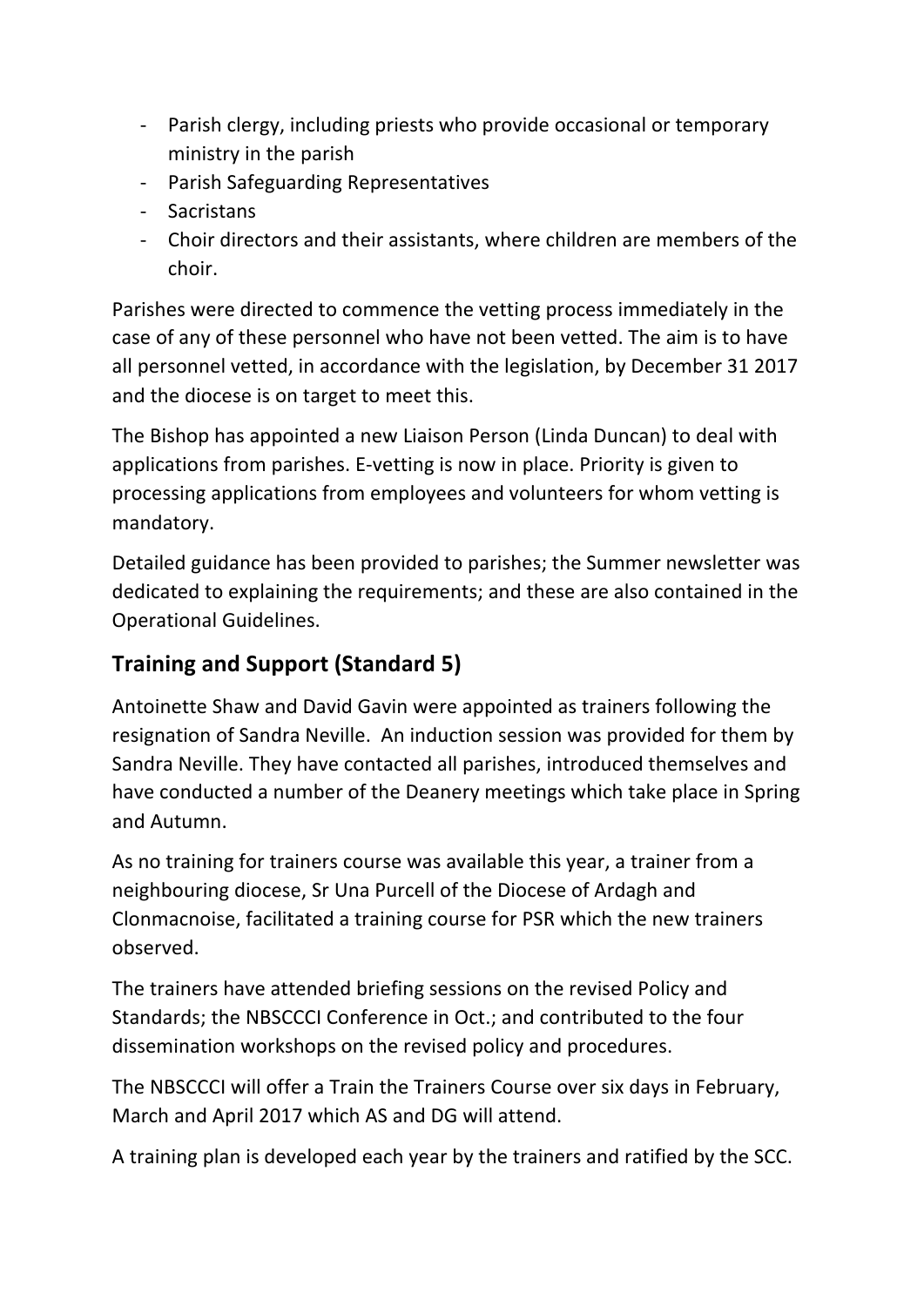- Parish clergy, including priests who provide occasional or temporary ministry in the parish
- Parish Safeguarding Representatives
- Sacristans
- Choir directors and their assistants, where children are members of the choir.

Parishes were directed to commence the vetting process immediately in the case of any of these personnel who have not been vetted. The aim is to have all personnel vetted, in accordance with the legislation, by December 31 2017 and the diocese is on target to meet this.

The Bishop has appointed a new Liaison Person (Linda Duncan) to deal with applications from parishes. E-vetting is now in place. Priority is given to processing applications from employees and volunteers for whom vetting is mandatory.

Detailed guidance has been provided to parishes; the Summer newsletter was dedicated to explaining the requirements; and these are also contained in the Operational Guidelines.

## Training and Support (Standard 5)

Antoinette Shaw and David Gavin were appointed as trainers following the resignation of Sandra Neville. An induction session was provided for them by Sandra Neville. They have contacted all parishes, introduced themselves and have conducted a number of the Deanery meetings which take place in Spring and Autumn.

As no training for trainers course was available this year, a trainer from a neighbouring diocese, Sr Una Purcell of the Diocese of Ardagh and Clonmacnoise, facilitated a training course for PSR which the new trainers observed.

The trainers have attended briefing sessions on the revised Policy and Standards; the NBSCCCI Conference in Oct.; and contributed to the four dissemination workshops on the revised policy and procedures.

The NBSCCCI will offer a Train the Trainers Course over six days in February, March and April 2017 which AS and DG will attend.

A training plan is developed each year by the trainers and ratified by the SCC.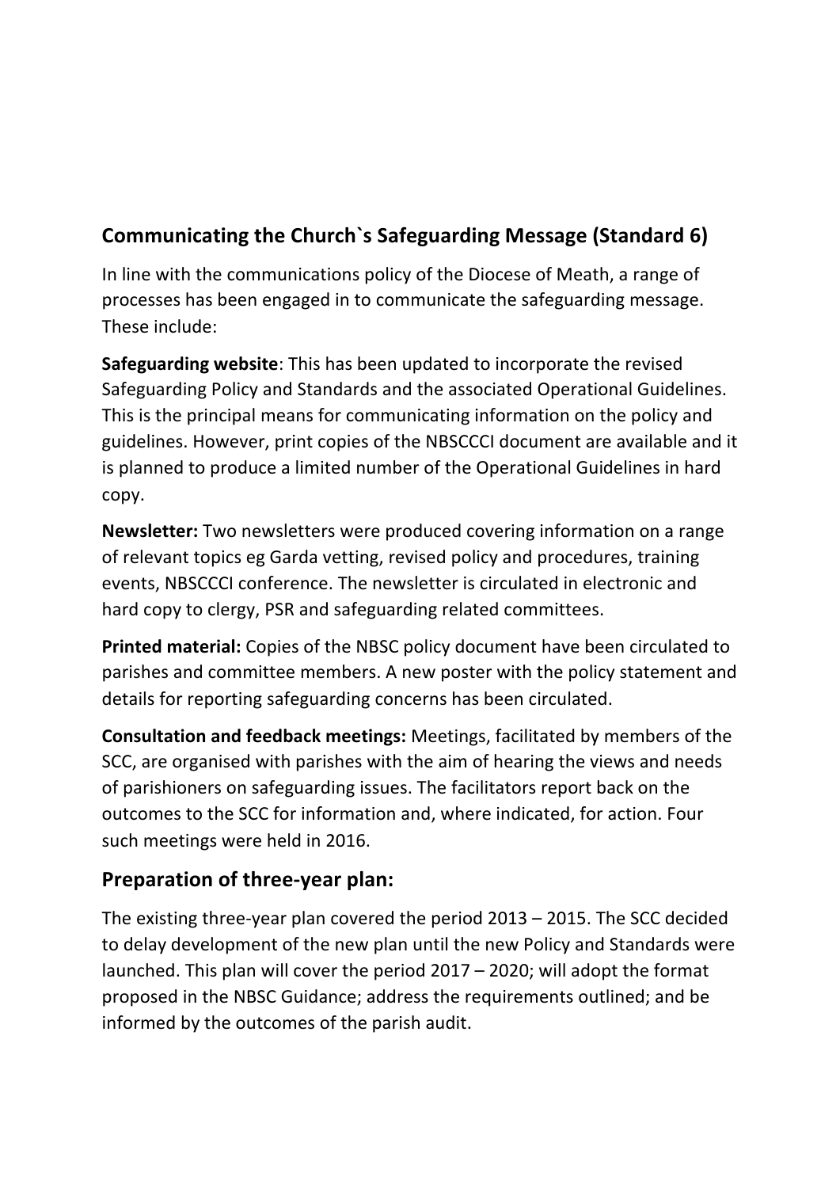## Communicating the Church`s Safeguarding Message (Standard 6)

In line with the communications policy of the Diocese of Meath, a range of processes has been engaged in to communicate the safeguarding message. These include:

**Safeguarding website**: This has been updated to incorporate the revised Safeguarding Policy and Standards and the associated Operational Guidelines. This is the principal means for communicating information on the policy and guidelines. However, print copies of the NBSCCCI document are available and it is planned to produce a limited number of the Operational Guidelines in hard copy.

**Newsletter:** Two newsletters were produced covering information on a range of relevant topics eg Garda vetting, revised policy and procedures, training events, NBSCCCI conference. The newsletter is circulated in electronic and hard copy to clergy, PSR and safeguarding related committees.

**Printed material:** Copies of the NBSC policy document have been circulated to parishes and committee members. A new poster with the policy statement and details for reporting safeguarding concerns has been circulated.

**Consultation and feedback meetings:** Meetings, facilitated by members of the SCC, are organised with parishes with the aim of hearing the views and needs of parishioners on safeguarding issues. The facilitators report back on the outcomes to the SCC for information and, where indicated, for action. Four such meetings were held in 2016.

## Preparation of three-year plan:

The existing three-year plan covered the period 2013 – 2015. The SCC decided to delay development of the new plan until the new Policy and Standards were launched. This plan will cover the period 2017 – 2020; will adopt the format proposed in the NBSC Guidance; address the requirements outlined; and be informed by the outcomes of the parish audit.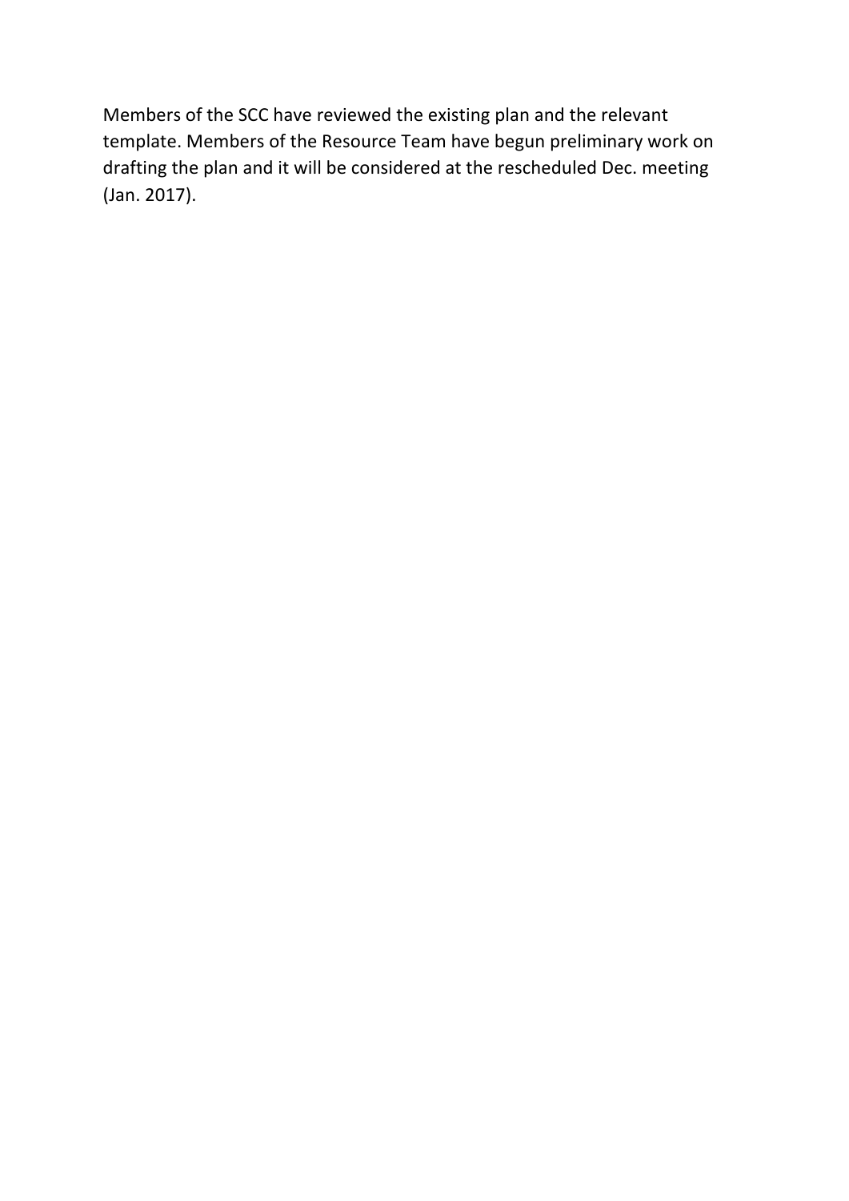Members of the SCC have reviewed the existing plan and the relevant template. Members of the Resource Team have begun preliminary work on drafting the plan and it will be considered at the rescheduled Dec. meeting (Jan. 2017).